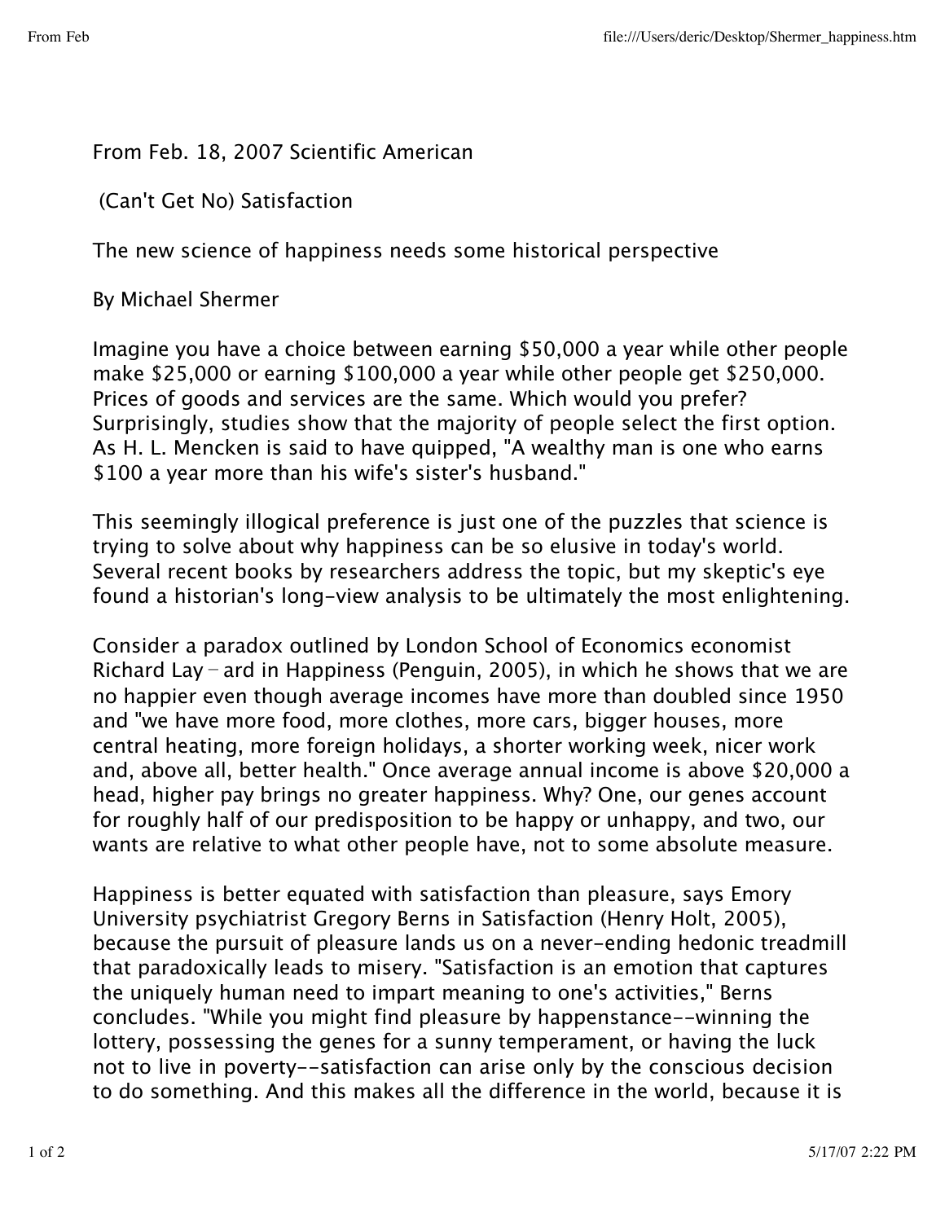From Feb. 18, 2007 Scientific American

# (Can't Get No) Satisfaction

## The new science of happiness needs some historical perspective

By Michael Shermer

Imagine you have a choice between earning $50,000 a year while other people make $25,000 or earning $100,000 a year while other people get $250,000. Prices of goods and services are the same. Which would you prefer? Surprisingly, studies show that the majority of people select the first option. As H. L. Mencken is said to have quipped, "A wealthy man is one who earns $100 a year more than his wife's sister's husband."

This seemingly illogical preference is just one of the puzzles that science is trying to solve about why happiness can be so elusive in today's world. Several recent books by researchers address the topic, but my skeptic's eye found a historian's long-view analysis to be ultimately the most enlightening.

Consider a paradox outlined by London School of Economics economist Richard Lay-ard in Happiness (Penguin, 2005), in which he shows that we are no happier even though average incomes have more than doubled since 1950 and "we have more food, more clothes, more cars, bigger houses, more central heating, more foreign holidays, a shorter working week, nicer work and, above all, better health." Once average annual income is above $20,000 a head, higher pay brings no greater happiness. Why? One, our genes account for roughly half of our predisposition to be happy or unhappy, and two, our wants are relative to what other people have, not to some absolute measure.

Happiness is better equated with satisfaction than pleasure, says Emory University psychiatrist Gregory Berns in Satisfaction (Henry Holt, 2005), because the pursuit of pleasure lands us on a never-ending hedonic treadmill that paradoxically leads to misery. "Satisfaction is an emotion that captures the uniquely human need to impart meaning to one's activities," Berns concludes. "While you might find pleasure by happenstance--winning the lottery, possessing the genes for a sunny temperament, or having the luck not to live in poverty--satisfaction can arise only by the conscious decision to do something. And this makes all the difference in the world, because it is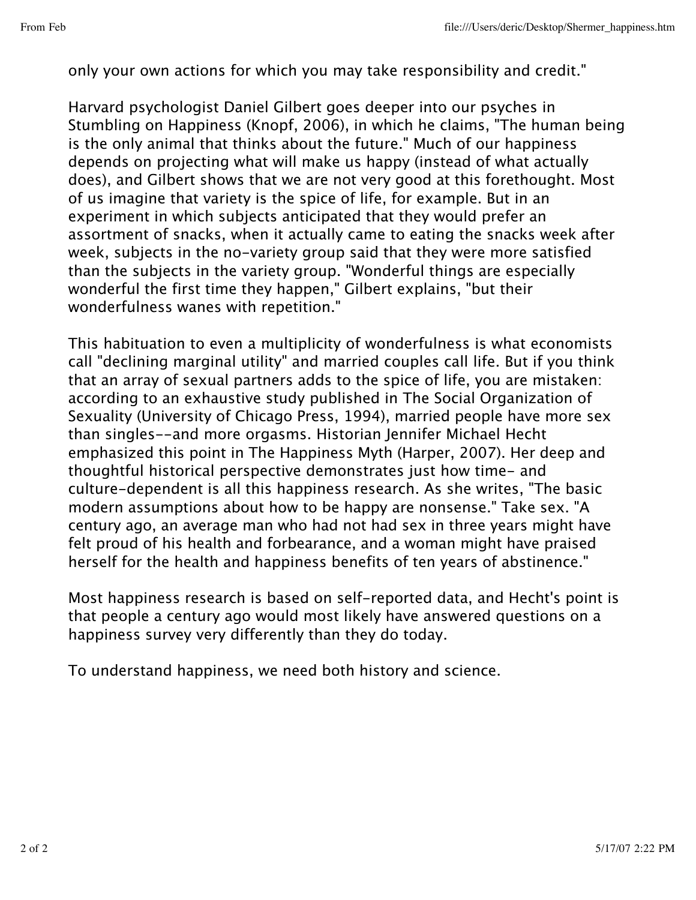only your own actions for which you may take responsibility and credit."

Harvard psychologist Daniel Gilbert goes deeper into our psyches in Stumbling on Happiness (Knopf, 2006), in which he claims, "The human being is the only animal that thinks about the future." Much of our happiness depends on projecting what will make us happy (instead of what actually does), and Gilbert shows that we are not very good at this forethought. Most of us imagine that variety is the spice of life, for example. But in an experiment in which subjects anticipated that they would prefer an assortment of snacks, when it actually came to eating the snacks week after week, subjects in the no-variety group said that they were more satisfied than the subjects in the variety group. "Wonderful things are especially wonderful the first time they happen," Gilbert explains, "but their wonderfulness wanes with repetition."

This habituation to even a multiplicity of wonderfulness is what economists call "declining marginal utility" and married couples call life. But if you think that an array of sexual partners adds to the spice of life, you are mistaken: according to an exhaustive study published in The Social Organization of Sexuality (University of Chicago Press, 1994), married people have more sex than singles--and more orgasms. Historian Jennifer Michael Hecht emphasized this point in The Happiness Myth (Harper, 2007). Her deep and thoughtful historical perspective demonstrates just how time- and culture-dependent is all this happiness research. As she writes, "The basic modern assumptions about how to be happy are nonsense." Take sex. "A century ago, an average man who had not had sex in three years might have felt proud of his health and forbearance, and a woman might have praised herself for the health and happiness benefits of ten years of abstinence."

Most happiness research is based on self-reported data, and Hecht's point is that people a century ago would most likely have answered questions on a happiness survey very differently than they do today.

To understand happiness, we need both history and science.